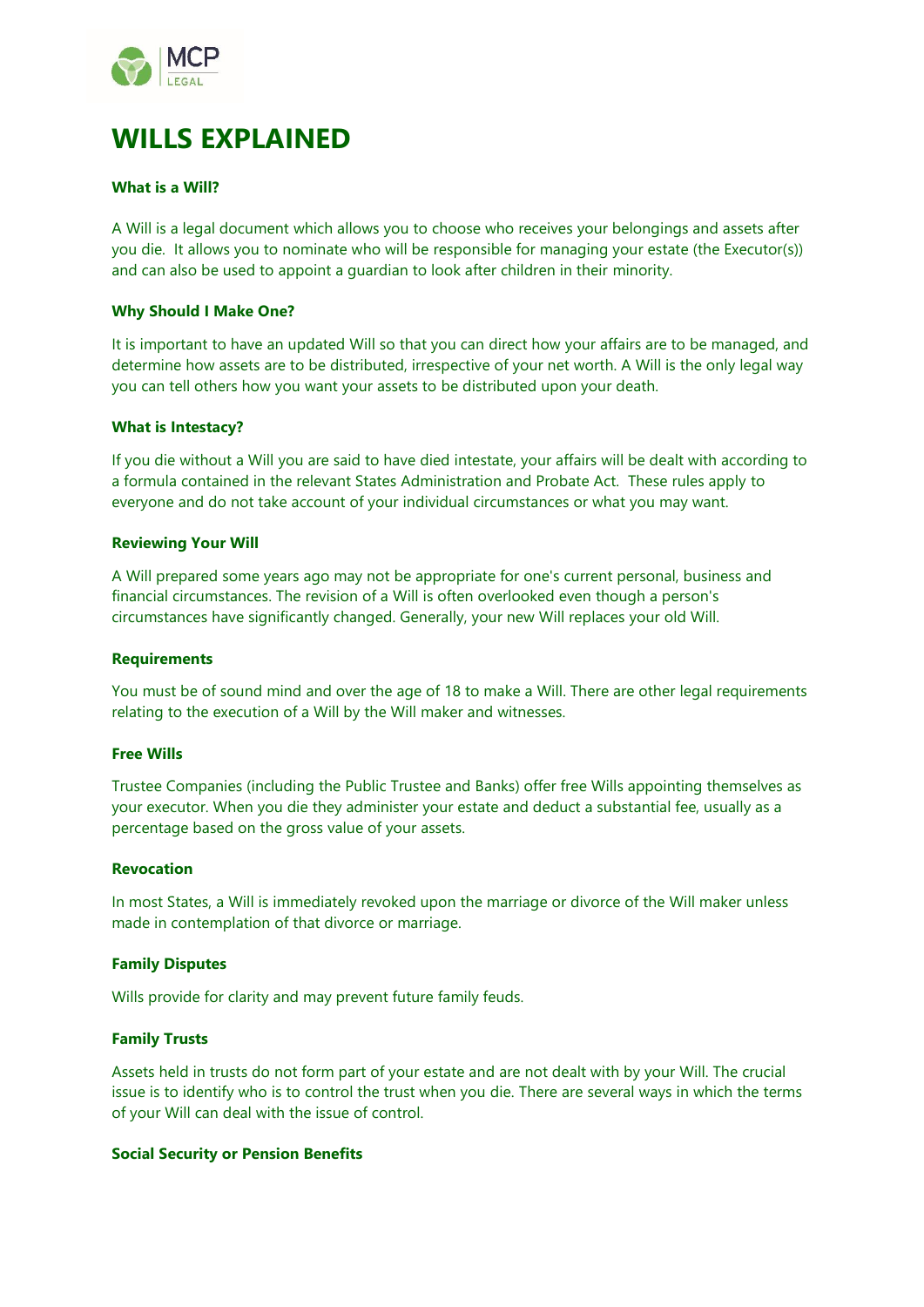# WILLS EXPLAINED

### What is a Will?

A Will is a legal document which allows you to choose who receives your belongings and assets after you die. It allows you to nominate who will be responsible for managing your estate (the Executor(s)) and can also be used to appoint a guardian to look after children in their minority.

### Why Should I Make One?

It is important to have an updated Will so that you can direct how your affairs are to be managed, and determine how assets are to be distributed, irrespective of your net worth. A Will is the only legal way you can tell others how you want your assets to be distributed upon your death.

### What is Intestacy?

If you die without a Will you are said to have died intestate, your affairs will be dealt with according to a formula contained in the relevant States Administration and Probate Act. These rules apply to everyone and do not take account of your individual circumstances or what you may want.

### Reviewing Your Will

A Will prepared some years ago may not be appropriate for one's current personal, business and financial circumstances. The revision of a Will is often overlooked even though a person's circumstances have significantly changed. Generally, your new Will replaces your old Will.

### Requirements

You must be of sound mind and over the age of 18 to make a Will. There are other legal requirements relating to the execution of a Will by the Will maker and witnesses.

### Free Wills

Trustee Companies (including the Public Trustee and Banks) offer free Wills appointing themselves as your executor. When you die they administer your estate and deduct a substantial fee, usually as a percentage based on the gross value of your assets.

### Revocation

In most States, a Will is immediately revoked upon the marriage or divorce of the Will maker unless made in contemplation of that divorce or marriage.

### Family Disputes

Wills provide for clarity and may prevent future family feuds.

### Family Trusts

Assets held in trusts do not form part of your estate and are not dealt with by your Will. The crucial issue is to identify who is to control the trust when you die. There are several ways in which the terms of your Will can deal with the issue of control.

### Social Security or Pension Benefits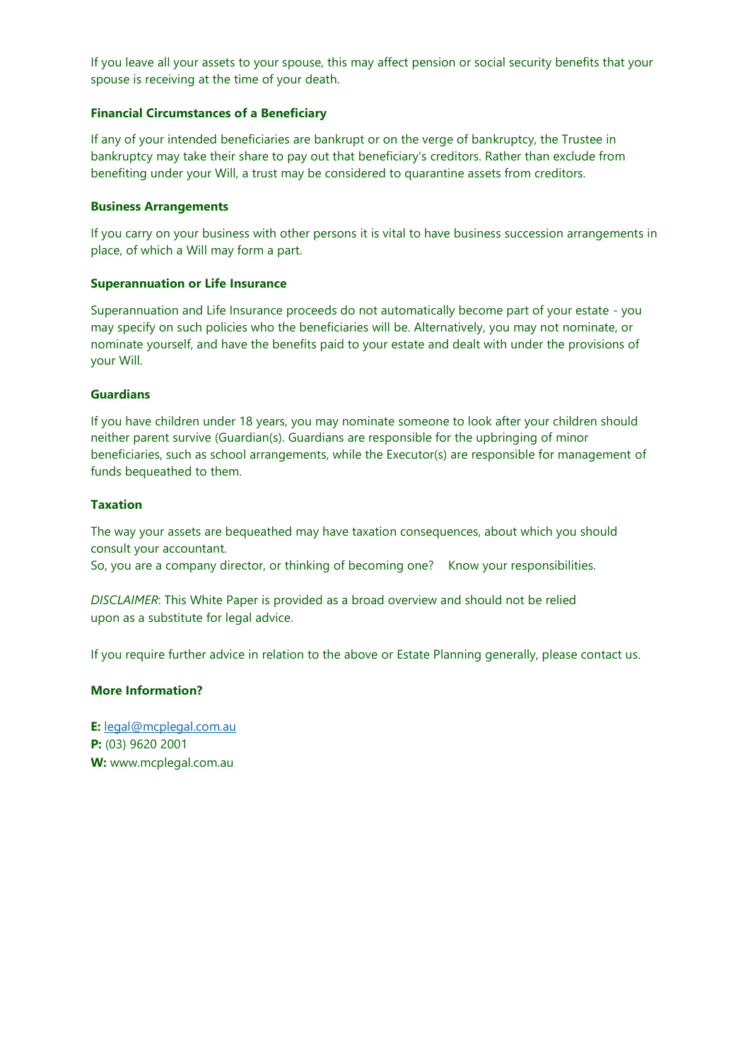If you leave all your assets to your spouse, this may affect pension or social security benefits that your spouse is receiving at the time of your death.

**Financial Circumstances of a Beneficiary**

If any of your intended beneficiaries are bankrupt or on the verge of bankruptcy, the Trustee in bankruptcy may take their share to pay out that beneficiary's creditors. Rather than exclude from benefiting under your Will, a trust may be considered to quarantine assets from creditors.

**Business Arrangements**

If you carry on your business with other persons it is vital to have business succession arrangements in place, of which a Will may form a part.

**Superannuation or Life Insurance**

Superannuation and Life Insurance proceeds do not automatically become part of your estate - you may specify on such policies who the beneficiaries will be. Alternatively, you may not nominate, or nominate yourself, and have the benefits paid to your estate and dealt with under the provisions of your Will.

**Guardians**

If you have children under 18 years, you may nominate someone to look after your children should neither parent survive (Guardian(s). Guardians are responsible for the upbringing of minor beneficiaries, such as school arrangements, while the Executor(s) are responsible for management of funds bequeathed to them.

**Taxation**

The way your assets are bequeathed may have taxation consequences, about which you should consult your accountant.
So, you are a company director, or thinking of becoming one? Know your responsibilities.

*DISCLAIMER*: This White Paper is provided as a broad overview and should not be relied upon as a substitute for legal advice.

If you require further advice in relation to the above or Estate Planning generally, please contact us.

**More Information?**

**E:** legal@mcplegal.com.au
**P:** (03) 9620 2001
**W:** www.mcplegal.com.au